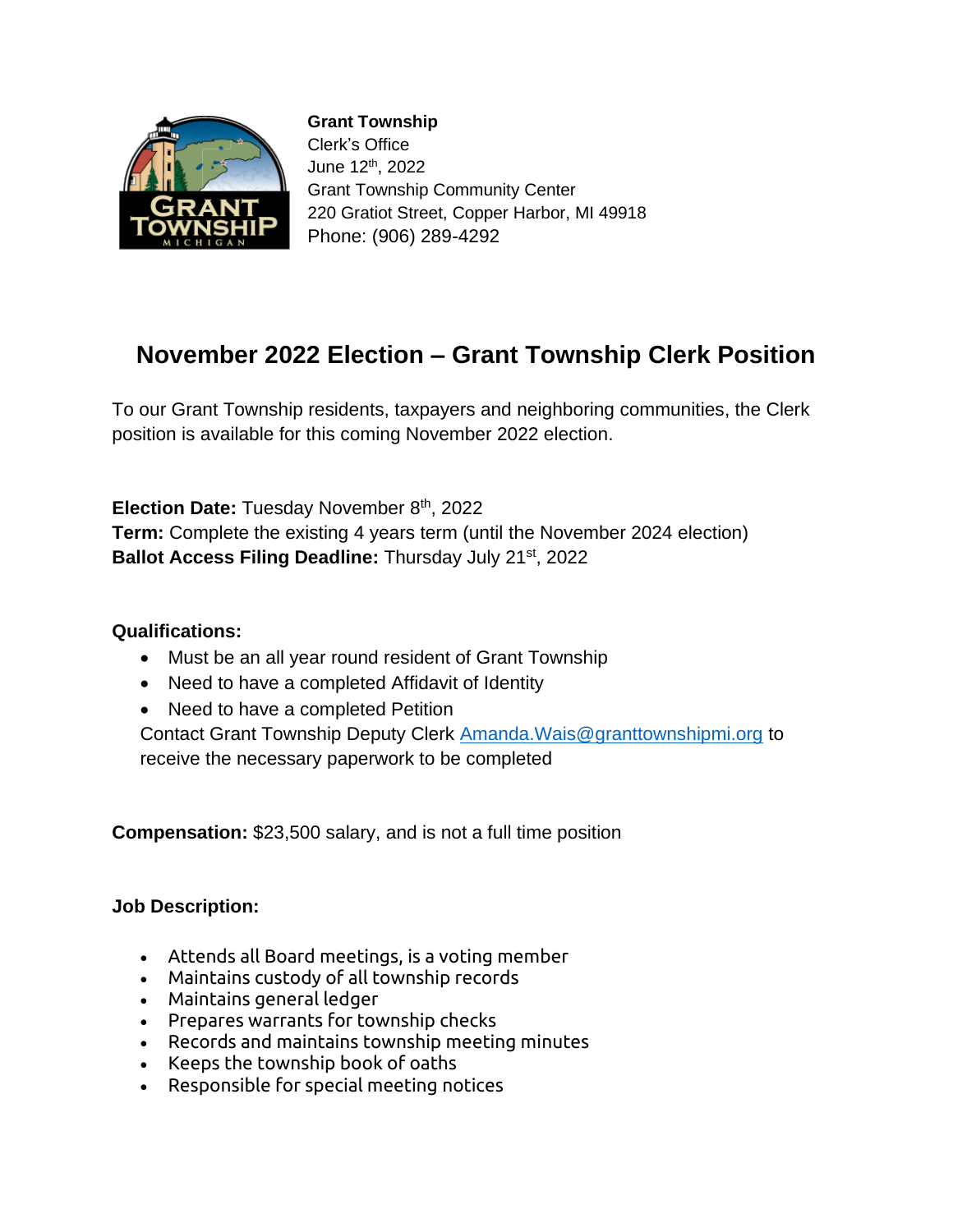**Grant Township**
Clerk's Office
June 12th, 2022
Grant Township Community Center
220 Gratiot Street, Copper Harbor, MI 49918
Phone: (906) 289-4292

# November 2022 Election – Grant Township Clerk Position

To our Grant Township residents, taxpayers and neighboring communities, the Clerk position is available for this coming November 2022 election.

**Election Date:** Tuesday November 8th, 2022
**Term:** Complete the existing 4 years term (until the November 2024 election)
**Ballot Access Filing Deadline:** Thursday July 21st, 2022

**Qualifications:**

- Must be an all year round resident of Grant Township
- Need to have a completed Affidavit of Identity
- Need to have a completed Petition

Contact Grant Township Deputy Clerk Amanda.Wais@granttownshipmi.org to receive the necessary paperwork to be completed

**Compensation:** $23,500 salary, and is not a full time position

**Job Description:**

- Attends all Board meetings, is a voting member
- Maintains custody of all township records
- Maintains general ledger
- Prepares warrants for township checks
- Records and maintains township meeting minutes
- Keeps the township book of oaths
- Responsible for special meeting notices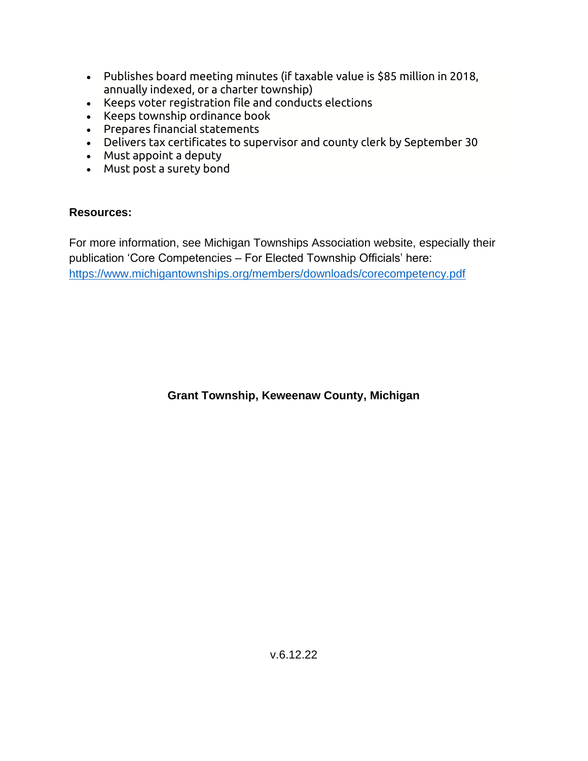- Publishes board meeting minutes (if taxable value is $85 million in 2018, annually indexed, or a charter township)
- Keeps voter registration file and conducts elections
- Keeps township ordinance book
- Prepares financial statements
- Delivers tax certificates to supervisor and county clerk by September 30
- Must appoint a deputy
- Must post a surety bond

**Resources:**

For more information, see Michigan Townships Association website, especially their publication 'Core Competencies – For Elected Township Officials' here: https://www.michigantownships.org/members/downloads/corecompetency.pdf

**Grant Township, Keweenaw County, Michigan**

v.6.12.22